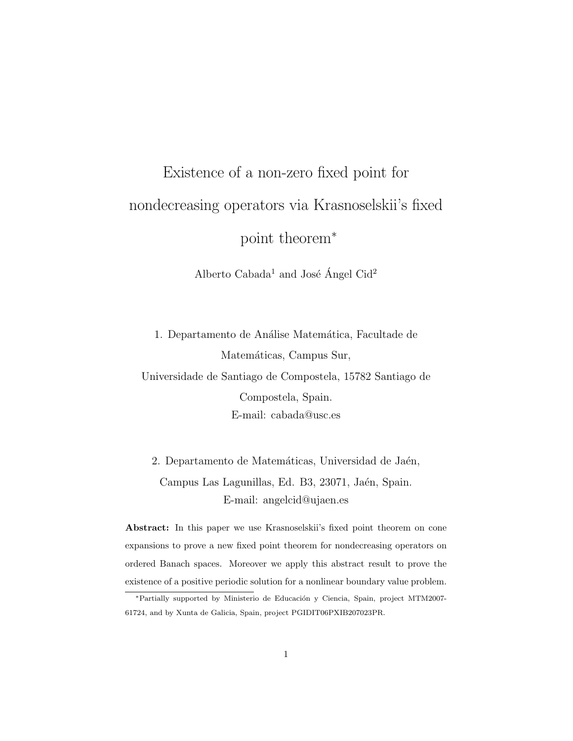# Existence of a non-zero fixed point for nondecreasing operators via Krasnoselskii's fixed point theorem*

Alberto Cabada[1] and José Ángel Cid[2]

1. Departamento de Análise Matemática, Facultade de Matemáticas, Campus Sur,
Universidade de Santiago de Compostela, 15782 Santiago de Compostela, Spain.
E-mail: cabada@usc.es

2. Departamento de Matemáticas, Universidad de Jaén,
Campus Las Lagunillas, Ed. B3, 23071, Jaén, Spain.
E-mail: angelcid@ujaen.es

**Abstract:** In this paper we use Krasnoselskii's fixed point theorem on cone expansions to prove a new fixed point theorem for nondecreasing operators on ordered Banach spaces. Moreover we apply this abstract result to prove the existence of a positive periodic solution for a nonlinear boundary value problem.

*Partially supported by Ministerio de Educación y Ciencia, Spain, project MTM2007-61724, and by Xunta de Galicia, Spain, project PGIDIT06PXIB207023PR.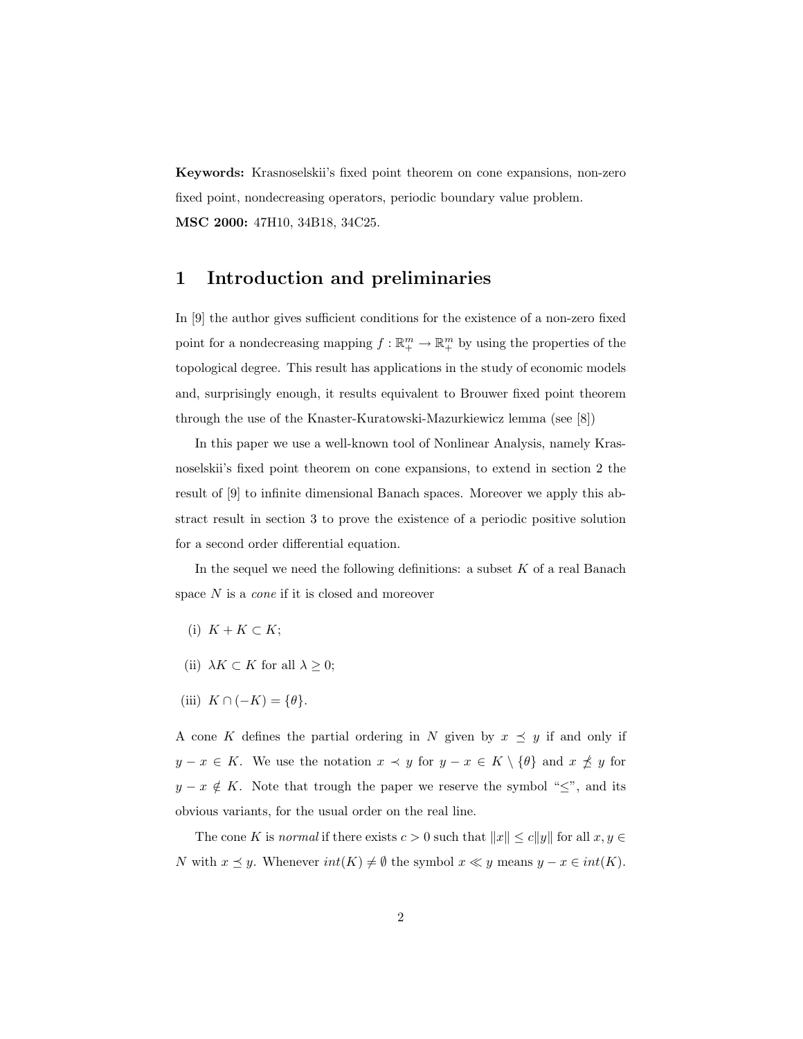**Keywords:** Krasnoselskii's fixed point theorem on cone expansions, non-zero fixed point, nondecreasing operators, periodic boundary value problem.
**MSC 2000:** 47H10, 34B18, 34C25.

# 1 Introduction and preliminaries

In [9] the author gives sufficient conditions for the existence of a non-zero fixed point for a nondecreasing mapping $f : \mathbb{R}^m_+ \to \mathbb{R}^m_+$ by using the properties of the topological degree. This result has applications in the study of economic models and, surprisingly enough, it results equivalent to Brouwer fixed point theorem through the use of the Knaster-Kuratowski-Mazurkiewicz lemma (see [8])

In this paper we use a well-known tool of Nonlinear Analysis, namely Krasnoselskii's fixed point theorem on cone expansions, to extend in section 2 the result of [9] to infinite dimensional Banach spaces. Moreover we apply this abstract result in section 3 to prove the existence of a periodic positive solution for a second order differential equation.

In the sequel we need the following definitions: a subset $K$ of a real Banach space $N$ is a *cone* if it is closed and moreover

(i) $K + K \subset K$;

(ii) $\lambda K \subset K$ for all $\lambda \geq 0$;

(iii) $K \cap (-K) = \{\theta\}$.

A cone $K$ defines the partial ordering in $N$ given by $x \preceq y$ if and only if $y - x \in K$. We use the notation $x \prec y$ for $y - x \in K \setminus \{\theta\}$ and $x \npreceq y$ for $y - x \notin K$. Note that trough the paper we reserve the symbol "$\leq$", and its obvious variants, for the usual order on the real line.

The cone $K$ is *normal* if there exists $c > 0$ such that $\|x\| \leq c\|y\|$ for all $x, y \in N$ with $x \preceq y$. Whenever $int(K) \neq \emptyset$ the symbol $x \ll y$ means $y - x \in int(K)$.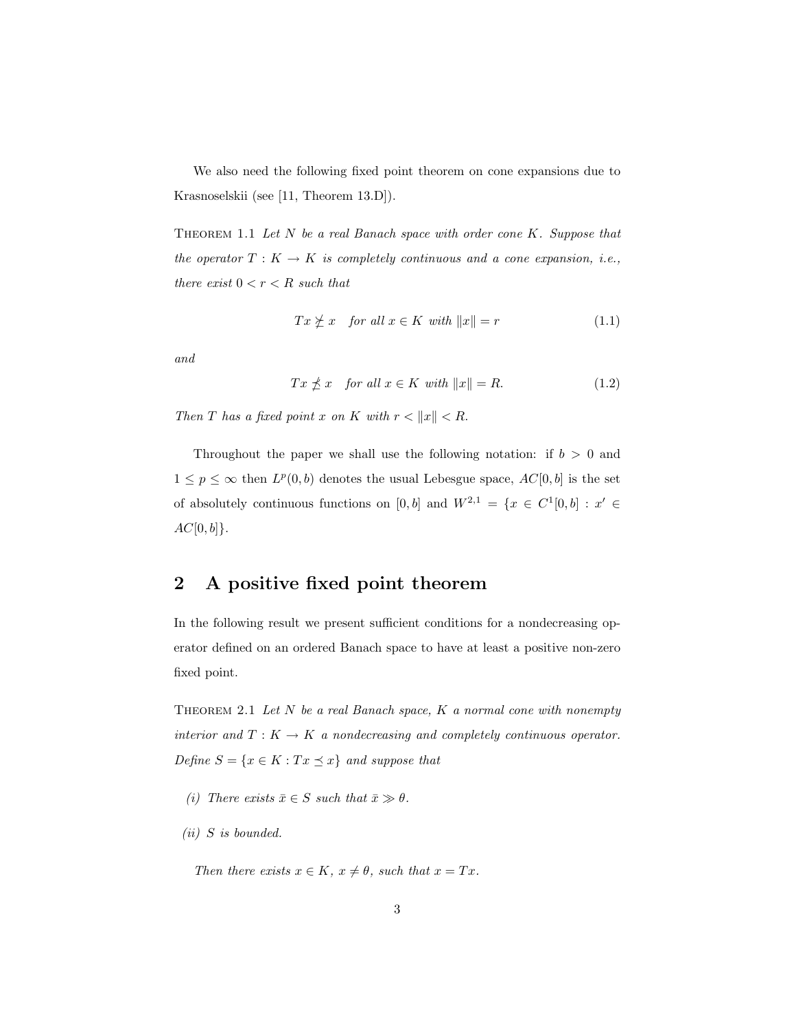We also need the following fixed point theorem on cone expansions due to Krasnoselskii (see [11, Theorem 13.D]).

Theorem 1.1 *Let $N$ be a real Banach space with order cone $K$. Suppose that the operator $T : K \to K$ is completely continuous and a cone expansion, i.e., there exist $0 < r < R$ such that*

$$Tx \not\succeq x \quad \textit{for all } x \in K \textit{ with } \|x\| = r \tag{1.1}$$

*and*

$$Tx \not\preceq x \quad \textit{for all } x \in K \textit{ with } \|x\| = R. \tag{1.2}$$

*Then $T$ has a fixed point $x$ on $K$ with $r < \|x\| < R$.*

Throughout the paper we shall use the following notation: if $b > 0$ and $1 \le p \le \infty$ then $L^p(0,b)$ denotes the usual Lebesgue space, $AC[0,b]$ is the set of absolutely continuous functions on $[0,b]$ and $W^{2,1} = \{x \in C^1[0,b] : x' \in AC[0,b]\}$.

## 2 A positive fixed point theorem

In the following result we present sufficient conditions for a nondecreasing operator defined on an ordered Banach space to have at least a positive non-zero fixed point.

Theorem 2.1 *Let $N$ be a real Banach space, $K$ a normal cone with nonempty interior and $T : K \to K$ a nondecreasing and completely continuous operator. Define $S = \{x \in K : Tx \preceq x\}$ and suppose that*

*(i) There exists $\bar{x} \in S$ such that $\bar{x} \gg \theta$.*

*(ii) $S$ is bounded.*

*Then there exists $x \in K$, $x \neq \theta$, such that $x = Tx$.*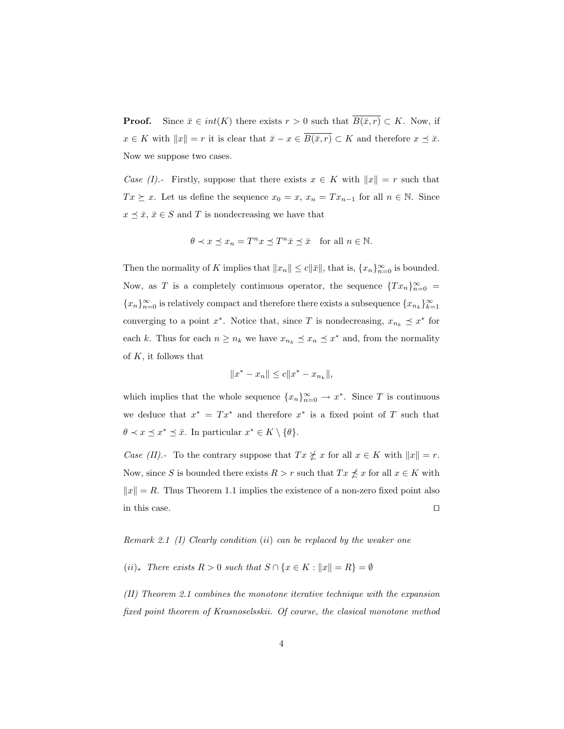**Proof.** Since $\bar{x} \in int(K)$ there exists $r > 0$ such that $\overline{B(\bar{x}, r)} \subset K$. Now, if $x \in K$ with $\|x\| = r$ it is clear that $\bar{x} - x \in \overline{B(\bar{x}, r)} \subset K$ and therefore $x \preceq \bar{x}$. Now we suppose two cases.

*Case (I).-* Firstly, suppose that there exists $x \in K$ with $\|x\| = r$ such that $Tx \succeq x$. Let us define the sequence $x_0 = x$, $x_n = Tx_{n-1}$ for all $n \in \mathbb{N}$. Since $x \preceq \bar{x}$, $\bar{x} \in S$ and $T$ is nondecreasing we have that

$$\theta \prec x \preceq x_n = T^n x \preceq T^n \bar{x} \preceq \bar{x} \quad \text{for all } n \in \mathbb{N}.$$

Then the normality of $K$ implies that $\|x_n\| \leq c\|\bar{x}\|$, that is, $\{x_n\}_{n=0}^{\infty}$ is bounded. Now, as $T$ is a completely continuous operator, the sequence $\{Tx_n\}_{n=0}^{\infty} = \{x_n\}_{n=0}^{\infty}$ is relatively compact and therefore there exists a subsequence $\{x_{n_k}\}_{k=1}^{\infty}$ converging to a point $x^*$. Notice that, since $T$ is nondecreasing, $x_{n_k} \preceq x^*$ for each $k$. Thus for each $n \geq n_k$ we have $x_{n_k} \preceq x_n \preceq x^*$ and, from the normality of $K$, it follows that

$$\|x^* - x_n\| \leq c\|x^* - x_{n_k}\|,$$

which implies that the whole sequence $\{x_n\}_{n=0}^{\infty} \to x^*$. Since $T$ is continuous we deduce that $x^* = Tx^*$ and therefore $x^*$ is a fixed point of $T$ such that $\theta \prec x \preceq x^* \preceq \bar{x}$. In particular $x^* \in K \setminus \{\theta\}$.

*Case (II).-* To the contrary suppose that $Tx \not\succeq x$ for all $x \in K$ with $\|x\| = r$. Now, since $S$ is bounded there exists $R > r$ such that $Tx \npreceq x$ for all $x \in K$ with $\|x\| = R$. Thus Theorem 1.1 implies the existence of a non-zero fixed point also in this case. $\square$

*Remark 2.1 (I) Clearly condition (ii) can be replaced by the weaker one*

*$(ii)_*$ There exists $R > 0$ such that $S \cap \{x \in K : \|x\| = R\} = \emptyset$*

*(II) Theorem 2.1 combines the monotone iterative technique with the expansion fixed point theorem of Krasnoselsskii. Of course, the clasical monotone method*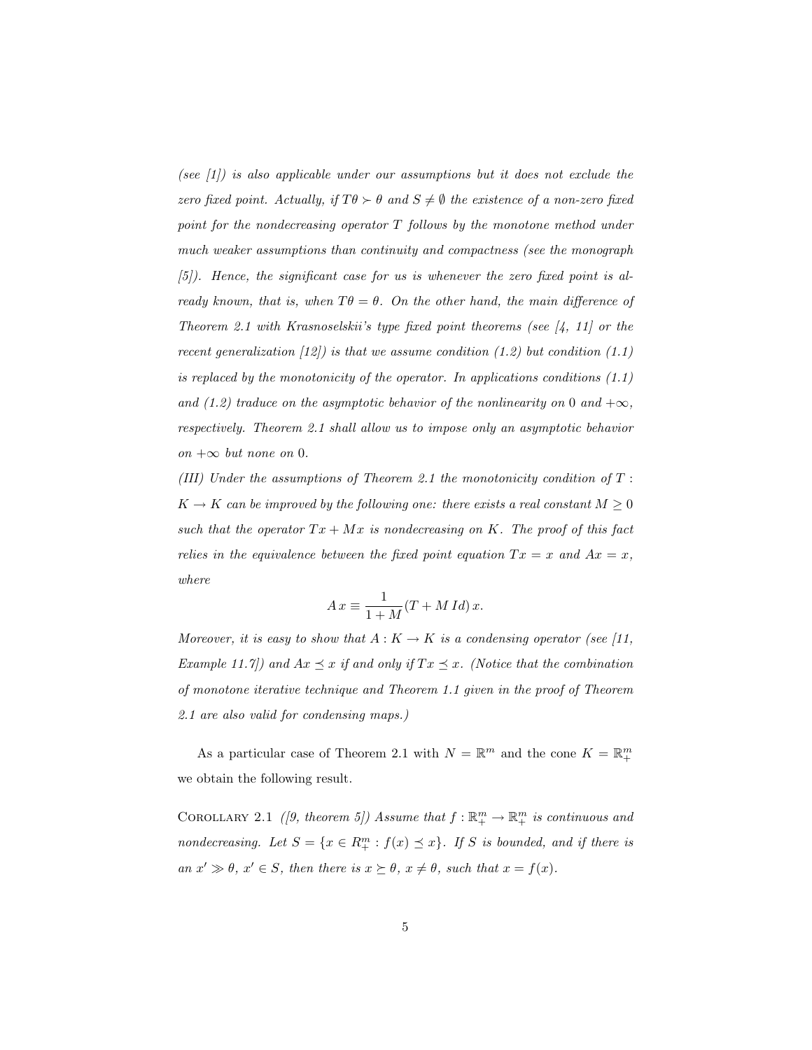*(see [1]) is also applicable under our assumptions but it does not exclude the zero fixed point. Actually, if $T\theta \succ \theta$ and $S \neq \emptyset$ the existence of a non-zero fixed point for the nondecreasing operator $T$ follows by the monotone method under much weaker assumptions than continuity and compactness (see the monograph [5]). Hence, the significant case for us is whenever the zero fixed point is already known, that is, when $T\theta = \theta$. On the other hand, the main difference of Theorem 2.1 with Krasnoselskii's type fixed point theorems (see [4, 11] or the recent generalization [12]) is that we assume condition (1.2) but condition (1.1) is replaced by the monotonicity of the operator. In applications conditions (1.1) and (1.2) traduce on the asymptotic behavior of the nonlinearity on* $0$ *and* $+\infty$*, respectively. Theorem 2.1 shall allow us to impose only an asymptotic behavior on* $+\infty$ *but none on* $0$*.*

*(III) Under the assumptions of Theorem 2.1 the monotonicity condition of* $T : K \to K$ *can be improved by the following one: there exists a real constant* $M \geq 0$ *such that the operator* $Tx + Mx$ *is nondecreasing on* $K$*. The proof of this fact relies in the equivalence between the fixed point equation* $Tx = x$ *and* $Ax = x$*, where*

$$A\,x \equiv \frac{1}{1+M}(T + M\,Id)\,x.$$

*Moreover, it is easy to show that* $A : K \to K$ *is a condensing operator (see [11, Example 11.7]) and* $Ax \preceq x$ *if and only if* $Tx \preceq x$*. (Notice that the combination of monotone iterative technique and Theorem 1.1 given in the proof of Theorem 2.1 are also valid for condensing maps.)*

As a particular case of Theorem 2.1 with $N = \mathbb{R}^m$ and the cone $K = \mathbb{R}^m_+$ we obtain the following result.

COROLLARY 2.1 *([9, theorem 5]) Assume that* $f : \mathbb{R}^m_+ \to \mathbb{R}^m_+$ *is continuous and nondecreasing. Let* $S = \{x \in R^m_+ : f(x) \preceq x\}$*. If* $S$ *is bounded, and if there is an* $x' \gg \theta$*,* $x' \in S$*, then there is* $x \succeq \theta$*,* $x \neq \theta$*, such that* $x = f(x)$*.*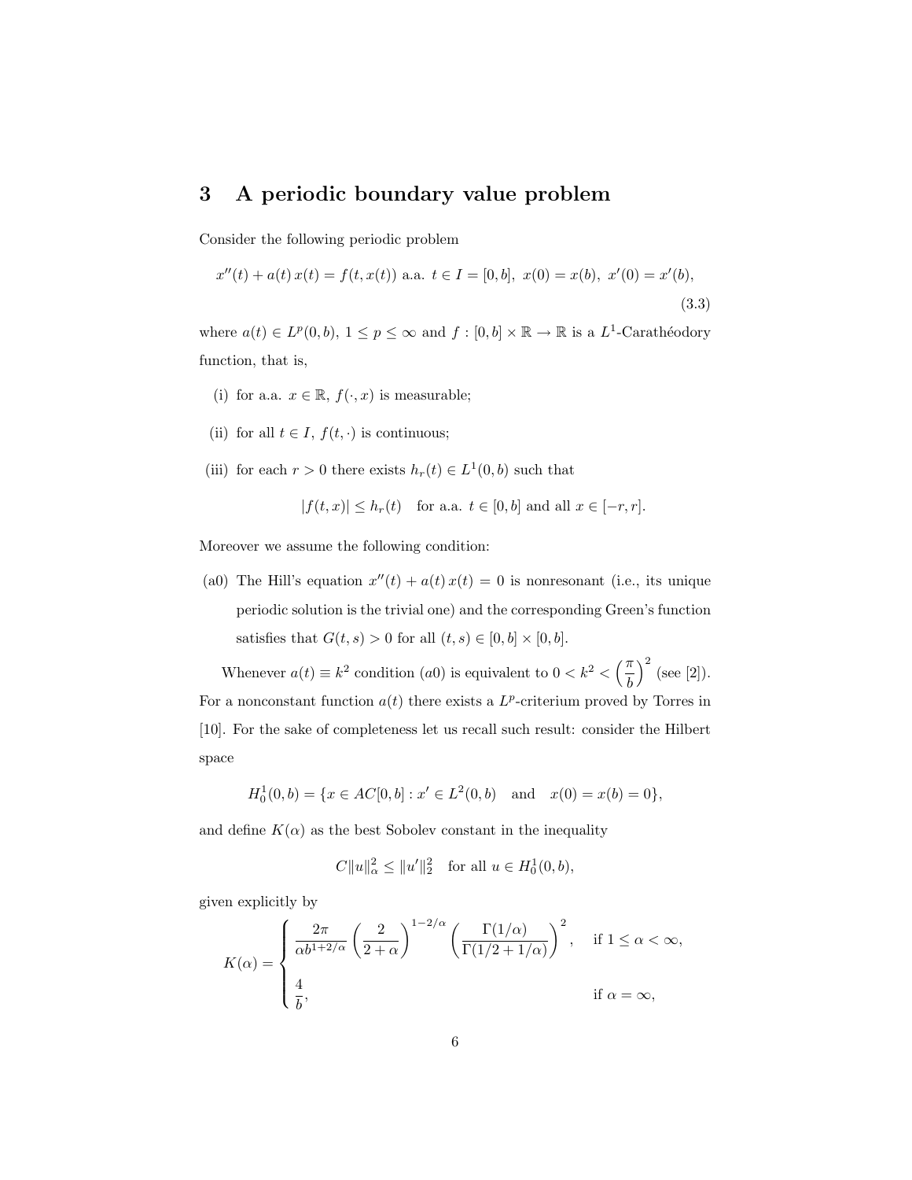## 3 A periodic boundary value problem

Consider the following periodic problem

$$x''(t) + a(t)\, x(t) = f(t, x(t)) \text{ a.a. } t \in I = [0, b],\ x(0) = x(b),\ x'(0) = x'(b), \tag{3.3}$$

where $a(t) \in L^p(0, b)$, $1 \leq p \leq \infty$ and $f : [0, b] \times \mathbb{R} \to \mathbb{R}$ is a $L^1$-Carathéodory function, that is,

(i) for a.a. $x \in \mathbb{R}$, $f(\cdot, x)$ is measurable;

(ii) for all $t \in I$, $f(t, \cdot)$ is continuous;

(iii) for each $r > 0$ there exists $h_r(t) \in L^1(0, b)$ such that

$$|f(t, x)| \leq h_r(t) \quad \text{for a.a. } t \in [0, b] \text{ and all } x \in [-r, r].$$

Moreover we assume the following condition:

(a0) The Hill's equation $x''(t) + a(t)\, x(t) = 0$ is nonresonant (i.e., its unique periodic solution is the trivial one) and the corresponding Green's function satisfies that $G(t, s) > 0$ for all $(t, s) \in [0, b] \times [0, b]$.

Whenever $a(t) \equiv k^2$ condition $(a0)$ is equivalent to $0 < k^2 < \left(\dfrac{\pi}{b}\right)^2$ (see [2]). For a nonconstant function $a(t)$ there exists a $L^p$-criterium proved by Torres in [10]. For the sake of completeness let us recall such result: consider the Hilbert space

$$H_0^1(0, b) = \{x \in AC[0, b] : x' \in L^2(0, b) \quad \text{and} \quad x(0) = x(b) = 0\},$$

and define $K(\alpha)$ as the best Sobolev constant in the inequality

$$C\|u\|_\alpha^2 \leq \|u'\|_2^2 \quad \text{for all } u \in H_0^1(0, b),$$

given explicitly by

$$K(\alpha) = \begin{cases} \dfrac{2\pi}{\alpha b^{1+2/\alpha}} \left(\dfrac{2}{2+\alpha}\right)^{1-2/\alpha} \left(\dfrac{\Gamma(1/\alpha)}{\Gamma(1/2 + 1/\alpha)}\right)^2, & \text{if } 1 \leq \alpha < \infty, \\[2ex] \dfrac{4}{b}, & \text{if } \alpha = \infty, \end{cases}$$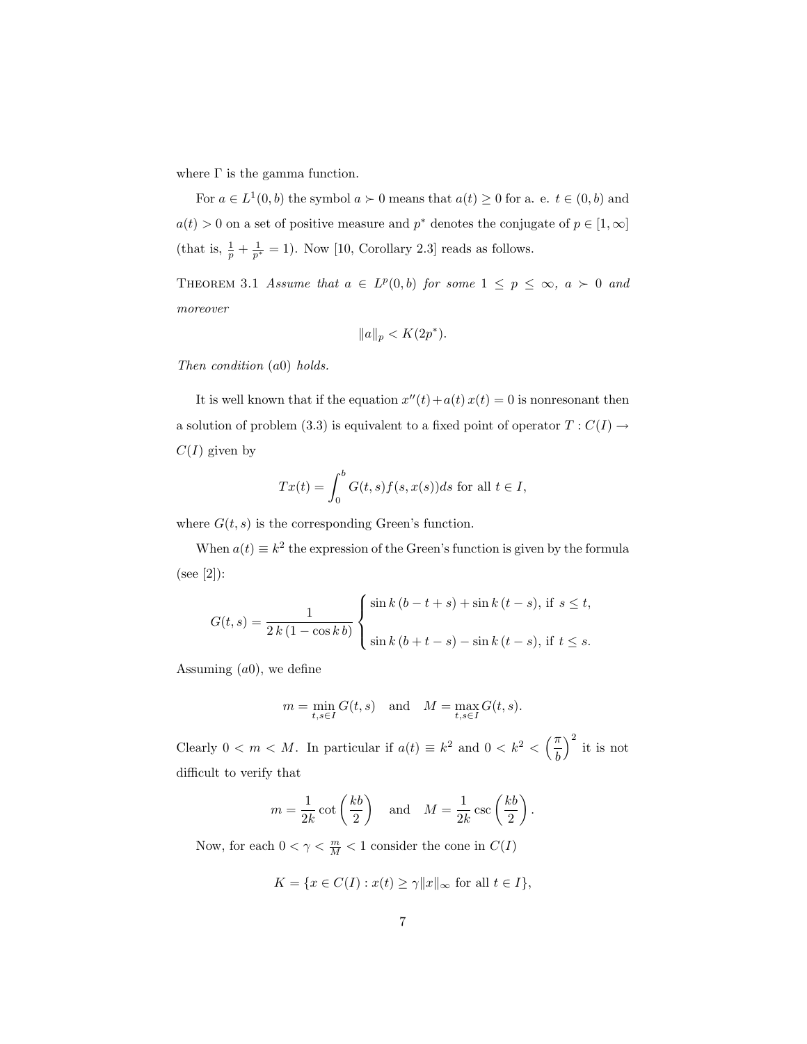where $\Gamma$ is the gamma function.

For $a \in L^1(0,b)$ the symbol $a \succ 0$ means that $a(t) \geq 0$ for a. e. $t \in (0,b)$ and $a(t) > 0$ on a set of positive measure and $p^*$ denotes the conjugate of $p \in [1,\infty]$ (that is, $\frac{1}{p} + \frac{1}{p^*} = 1$). Now [10, Corollary 2.3] reads as follows.

Theorem 3.1 *Assume that $a \in L^p(0,b)$ for some $1 \leq p \leq \infty$, $a \succ 0$ and moreover*

$$\|a\|_p < K(2p^*).$$

*Then condition $(a0)$ holds.*

It is well known that if the equation $x''(t) + a(t)\,x(t) = 0$ is nonresonant then a solution of problem (3.3) is equivalent to a fixed point of operator $T : C(I) \to C(I)$ given by

$$Tx(t) = \int_0^b G(t,s) f(s, x(s)) ds \text{ for all } t \in I,$$

where $G(t,s)$ is the corresponding Green's function.

When $a(t) \equiv k^2$ the expression of the Green's function is given by the formula (see [2]):

$$G(t,s) = \frac{1}{2\,k\,(1 - \cos k\,b)} \left\{ \begin{array}{l} \sin k\,(b - t + s) + \sin k\,(t - s), \text{ if } s \leq t, \\ \\ \sin k\,(b + t - s) - \sin k\,(t - s), \text{ if } t \leq s. \end{array} \right.$$

Assuming $(a0)$, we define

$$m = \min_{t,s \in I} G(t,s) \quad \text{and} \quad M = \max_{t,s \in I} G(t,s).$$

Clearly $0 < m < M$. In particular if $a(t) \equiv k^2$ and $0 < k^2 < \left(\frac{\pi}{b}\right)^2$ it is not difficult to verify that

$$m = \frac{1}{2k} \cot\left(\frac{kb}{2}\right) \quad \text{and} \quad M = \frac{1}{2k} \csc\left(\frac{kb}{2}\right).$$

Now, for each $0 < \gamma < \frac{m}{M} < 1$ consider the cone in $C(I)$

$$K = \{x \in C(I) : x(t) \geq \gamma \|x\|_\infty \text{ for all } t \in I\},$$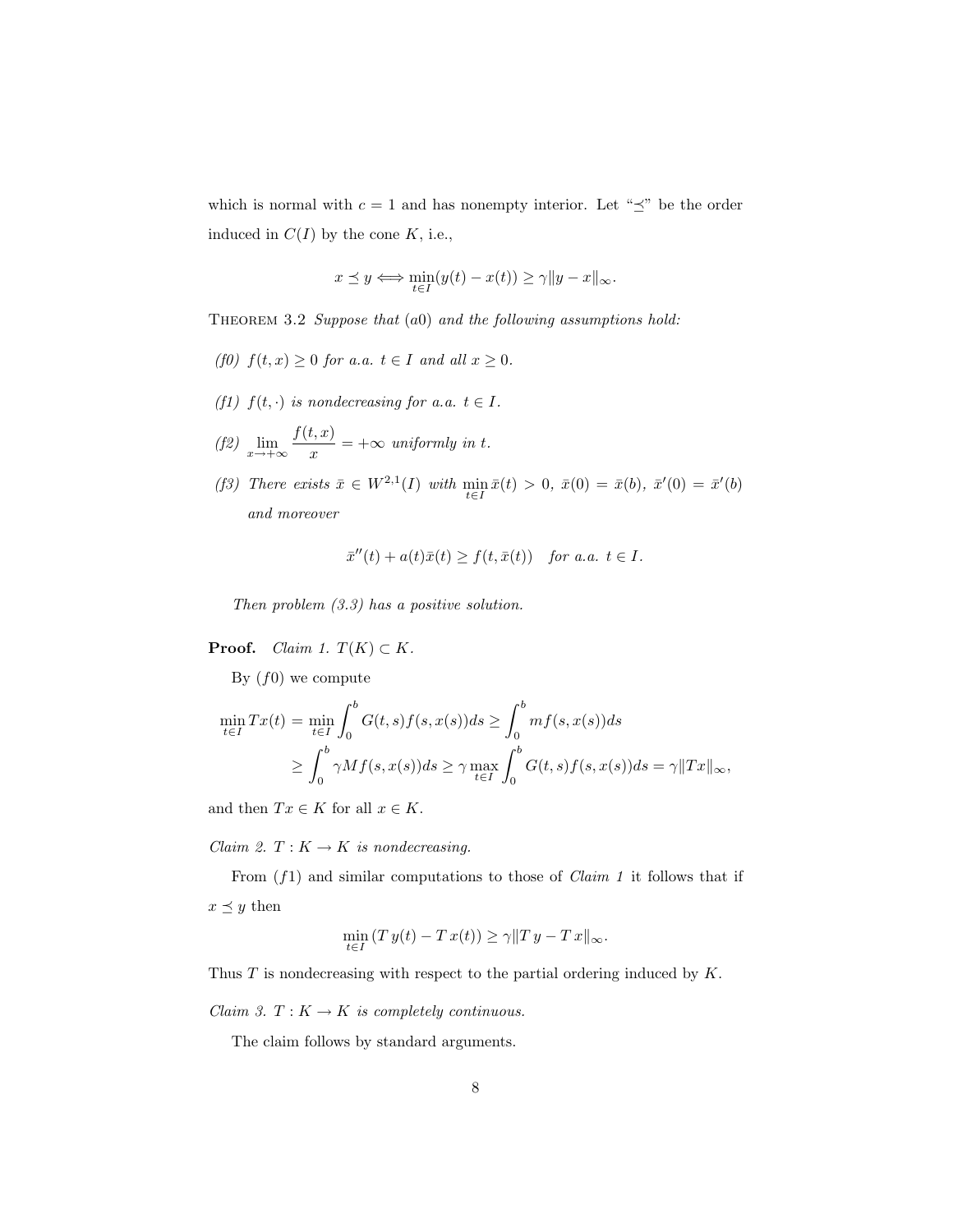which is normal with $c = 1$ and has nonempty interior. Let "$\preceq$" be the order induced in $C(I)$ by the cone $K$, i.e.,

$$x \preceq y \Longleftrightarrow \min_{t\in I}(y(t) - x(t)) \geq \gamma \|y - x\|_\infty.$$

THEOREM 3.2 *Suppose that* $(a0)$ *and the following assumptions hold:*

*(f0)* $f(t, x) \geq 0$ *for a.a.* $t \in I$ *and all* $x \geq 0$.

*(f1)* $f(t, \cdot)$ *is nondecreasing for a.a.* $t \in I$.

*(f2)* $\displaystyle\lim_{x\to+\infty} \frac{f(t,x)}{x} = +\infty$ *uniformly in* $t$.

*(f3) There exists* $\bar{x} \in W^{2,1}(I)$ *with* $\min_{t\in I} \bar{x}(t) > 0$, $\bar{x}(0) = \bar{x}(b)$, $\bar{x}'(0) = \bar{x}'(b)$ *and moreover*

$$\bar{x}''(t) + a(t)\bar{x}(t) \geq f(t, \bar{x}(t)) \quad \textit{for a.a. } t \in I.$$

*Then problem (3.3) has a positive solution.*

**Proof.** *Claim 1.* $T(K) \subset K$.

By $(f0)$ we compute

$$\begin{aligned}
\min_{t\in I} Tx(t) &= \min_{t\in I} \int_0^b G(t,s) f(s, x(s))ds \geq \int_0^b m f(s, x(s))ds \\
&\geq \int_0^b \gamma M f(s, x(s))ds \geq \gamma \max_{t\in I} \int_0^b G(t,s) f(s, x(s))ds = \gamma \|Tx\|_\infty,
\end{aligned}$$

and then $Tx \in K$ for all $x \in K$.

*Claim 2.* $T : K \to K$ *is nondecreasing.*

From $(f1)$ and similar computations to those of *Claim 1* it follows that if $x \preceq y$ then

$$\min_{t\in I} (T\,y(t) - T\,x(t)) \geq \gamma \|T\,y - T\,x\|_\infty.$$

Thus $T$ is nondecreasing with respect to the partial ordering induced by $K$.

*Claim 3.* $T : K \to K$ *is completely continuous.*

The claim follows by standard arguments.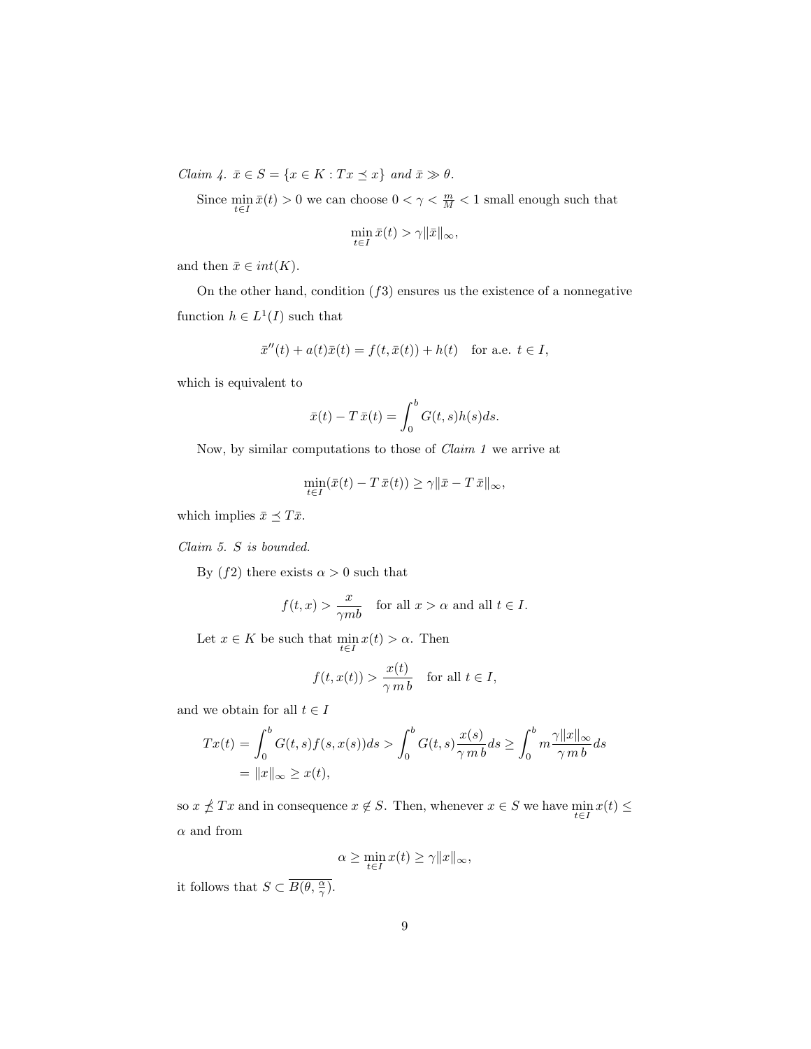*Claim 4. $\bar{x} \in S = \{x \in K : Tx \preceq x\}$ and $\bar{x} \gg \theta$.*

Since $\min_{t \in I} \bar{x}(t) > 0$ we can choose $0 < \gamma < \frac{m}{M} < 1$ small enough such that

$$\min_{t \in I} \bar{x}(t) > \gamma \|\bar{x}\|_\infty,$$

and then $\bar{x} \in int(K)$.

On the other hand, condition $(f3)$ ensures us the existence of a nonnegative function $h \in L^1(I)$ such that

$$\bar{x}''(t) + a(t)\bar{x}(t) = f(t, \bar{x}(t)) + h(t) \quad \text{for a.e. } t \in I,$$

which is equivalent to

$$\bar{x}(t) - T\,\bar{x}(t) = \int_0^b G(t,s)h(s)ds.$$

Now, by similar computations to those of *Claim 1* we arrive at

$$\min_{t \in I}(\bar{x}(t) - T\,\bar{x}(t)) \geq \gamma \|\bar{x} - T\,\bar{x}\|_\infty,$$

which implies $\bar{x} \preceq T\bar{x}$.

*Claim 5. S is bounded.*

By $(f2)$ there exists $\alpha > 0$ such that

$$f(t,x) > \frac{x}{\gamma m b} \quad \text{for all } x > \alpha \text{ and all } t \in I.$$

Let $x \in K$ be such that $\min_{t \in I} x(t) > \alpha$. Then

$$f(t, x(t)) > \frac{x(t)}{\gamma\, m\, b} \quad \text{for all } t \in I,$$

and we obtain for all $t \in I$

$$\begin{aligned} Tx(t) &= \int_0^b G(t,s) f(s, x(s)) ds > \int_0^b G(t,s) \frac{x(s)}{\gamma\, m\, b} ds \geq \int_0^b m \frac{\gamma \|x\|_\infty}{\gamma\, m\, b} ds \\ &= \|x\|_\infty \geq x(t), \end{aligned}$$

so $x \not\preceq Tx$ and in consequence $x \notin S$. Then, whenever $x \in S$ we have $\min_{t \in I} x(t) \leq \alpha$ and from

$$\alpha \geq \min_{t \in I} x(t) \geq \gamma \|x\|_\infty,$$

it follows that $S \subset \overline{B(\theta, \frac{\alpha}{\gamma})}$.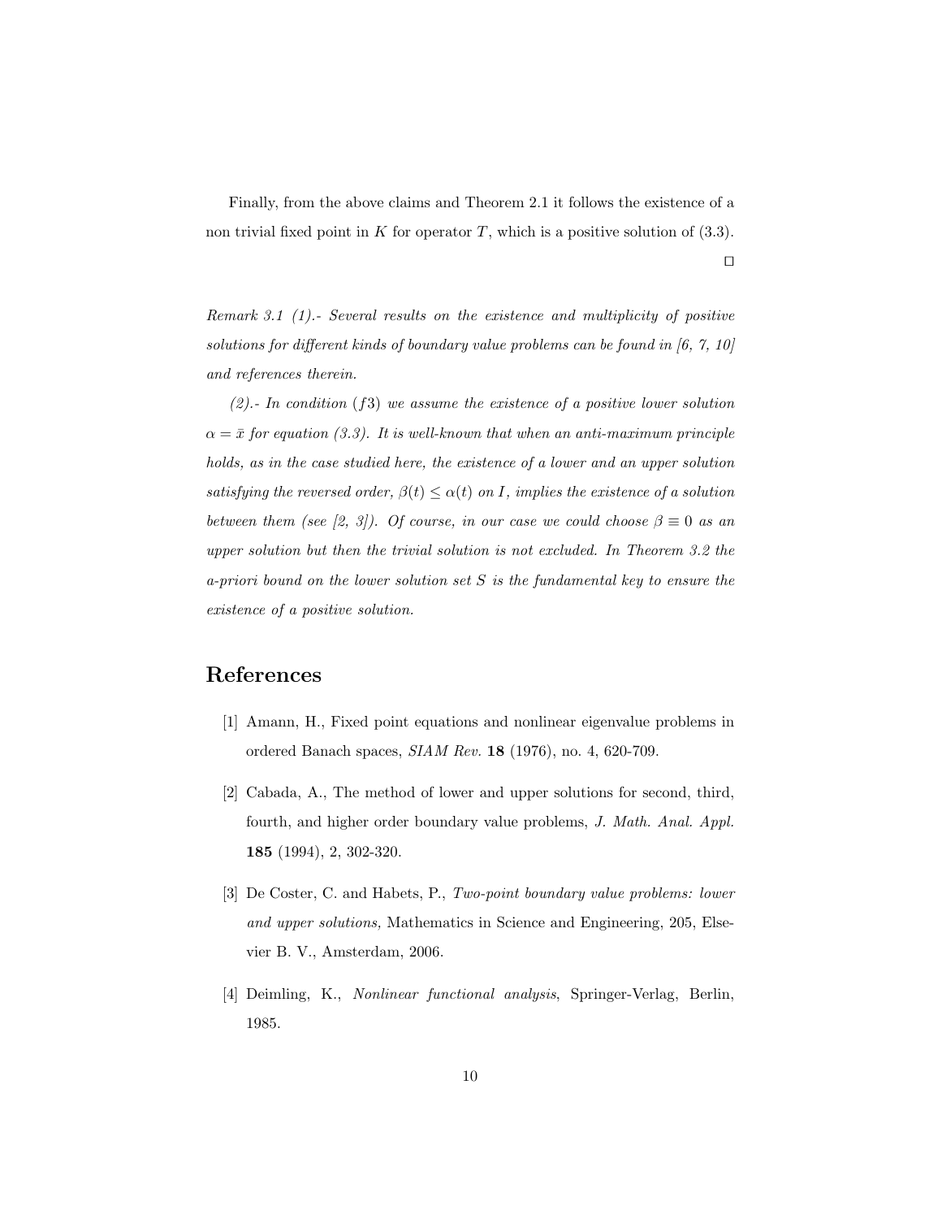Finally, from the above claims and Theorem 2.1 it follows the existence of a non trivial fixed point in $K$ for operator $T$, which is a positive solution of (3.3).

$\square$

*Remark 3.1 (1).- Several results on the existence and multiplicity of positive solutions for different kinds of boundary value problems can be found in [6, 7, 10] and references therein.*

*(2).- In condition ($f3$) we assume the existence of a positive lower solution $\alpha = \bar{x}$ for equation (3.3). It is well-known that when an anti-maximum principle holds, as in the case studied here, the existence of a lower and an upper solution satisfying the reversed order, $\beta(t) \leq \alpha(t)$ on $I$, implies the existence of a solution between them (see [2, 3]). Of course, in our case we could choose $\beta \equiv 0$ as an upper solution but then the trivial solution is not excluded. In Theorem 3.2 the a-priori bound on the lower solution set $S$ is the fundamental key to ensure the existence of a positive solution.*

## References

[1] Amann, H., Fixed point equations and nonlinear eigenvalue problems in ordered Banach spaces, *SIAM Rev.* **18** (1976), no. 4, 620-709.

[2] Cabada, A., The method of lower and upper solutions for second, third, fourth, and higher order boundary value problems, *J. Math. Anal. Appl.* **185** (1994), 2, 302-320.

[3] De Coster, C. and Habets, P., *Two-point boundary value problems: lower and upper solutions,* Mathematics in Science and Engineering, 205, Elsevier B. V., Amsterdam, 2006.

[4] Deimling, K., *Nonlinear functional analysis*, Springer-Verlag, Berlin, 1985.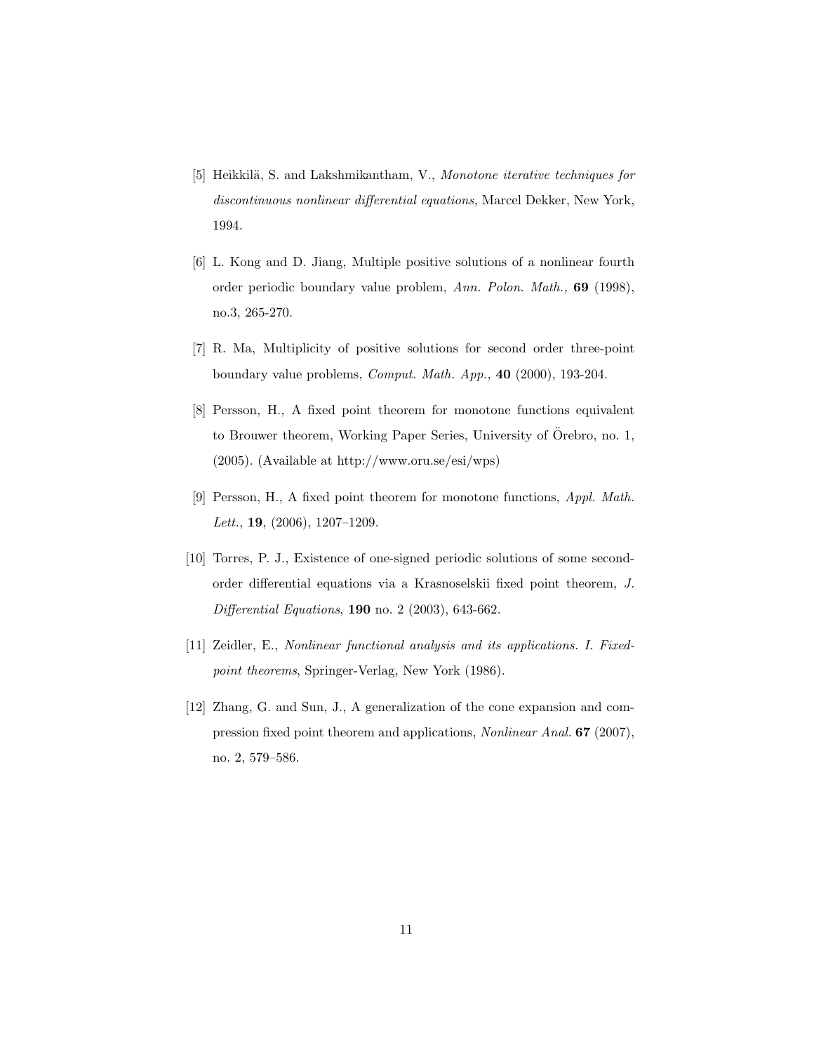[5] Heikkilä, S. and Lakshmikantham, V., *Monotone iterative techniques for discontinuous nonlinear differential equations,* Marcel Dekker, New York, 1994.

[6] L. Kong and D. Jiang, Multiple positive solutions of a nonlinear fourth order periodic boundary value problem, *Ann. Polon. Math.,* **69** (1998), no.3, 265-270.

[7] R. Ma, Multiplicity of positive solutions for second order three-point boundary value problems, *Comput. Math. App.,* **40** (2000), 193-204.

[8] Persson, H., A fixed point theorem for monotone functions equivalent to Brouwer theorem, Working Paper Series, University of Örebro, no. 1, (2005). (Available at http://www.oru.se/esi/wps)

[9] Persson, H., A fixed point theorem for monotone functions, *Appl. Math. Lett.*, **19**, (2006), 1207–1209.

[10] Torres, P. J., Existence of one-signed periodic solutions of some second-order differential equations via a Krasnoselskii fixed point theorem, *J. Differential Equations*, **190** no. 2 (2003), 643-662.

[11] Zeidler, E., *Nonlinear functional analysis and its applications. I. Fixed-point theorems*, Springer-Verlag, New York (1986).

[12] Zhang, G. and Sun, J., A generalization of the cone expansion and compression fixed point theorem and applications, *Nonlinear Anal.* **67** (2007), no. 2, 579–586.